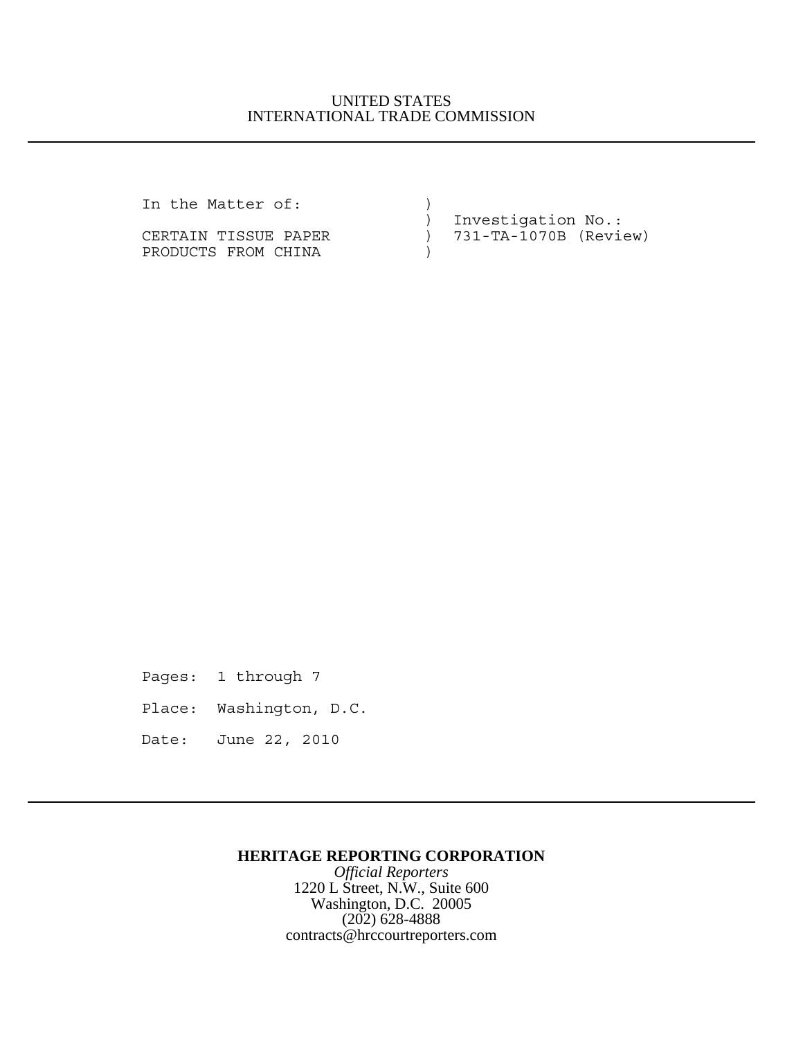UNITED STATES
INTERNATIONAL TRADE COMMISSION

---

```
In the Matter of:              )
                               )  Investigation No.:
CERTAIN TISSUE PAPER           )  731-TA-1070B (Review)
PRODUCTS FROM CHINA            )
```

Pages: 1 through 7

Place: Washington, D.C.

Date: June 22, 2010

---

**HERITAGE REPORTING CORPORATION**

*Official Reporters*

1220 L Street, N.W., Suite 600

Washington, D.C. 20005

(202) 628-4888

contracts@hrccourtreporters.com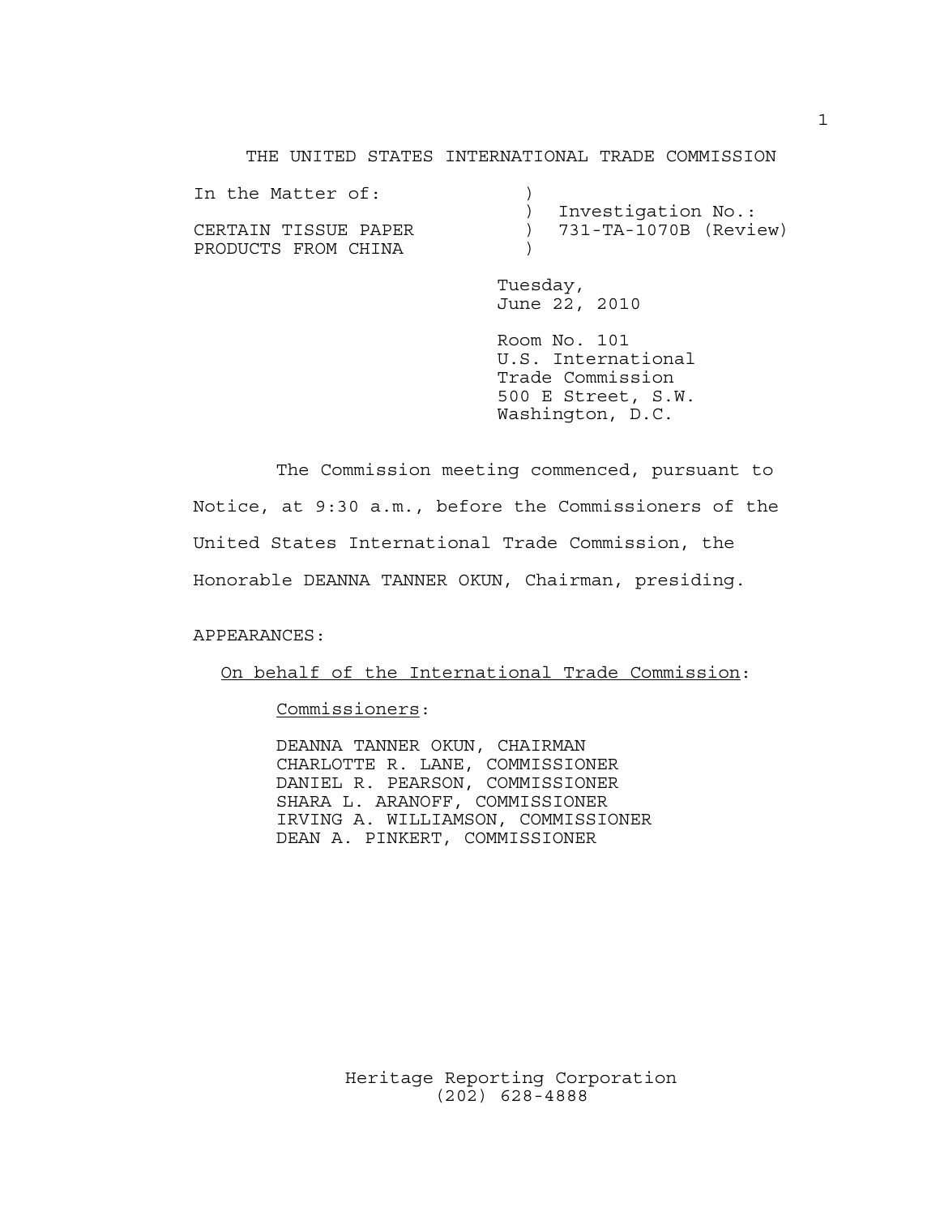THE UNITED STATES INTERNATIONAL TRADE COMMISSION

In the Matter of: ) Investigation No.:
CERTAIN TISSUE PAPER ) 731-TA-1070B (Review)
PRODUCTS FROM CHINA )

Tuesday,
June 22, 2010

Room No. 101
U.S. International
Trade Commission
500 E Street, S.W.
Washington, D.C.

The Commission meeting commenced, pursuant to Notice, at 9:30 a.m., before the Commissioners of the United States International Trade Commission, the Honorable DEANNA TANNER OKUN, Chairman, presiding.

APPEARANCES:

On behalf of the International Trade Commission:

Commissioners:

DEANNA TANNER OKUN, CHAIRMAN
CHARLOTTE R. LANE, COMMISSIONER
DANIEL R. PEARSON, COMMISSIONER
SHARA L. ARANOFF, COMMISSIONER
IRVING A. WILLIAMSON, COMMISSIONER
DEAN A. PINKERT, COMMISSIONER

Heritage Reporting Corporation
(202) 628-4888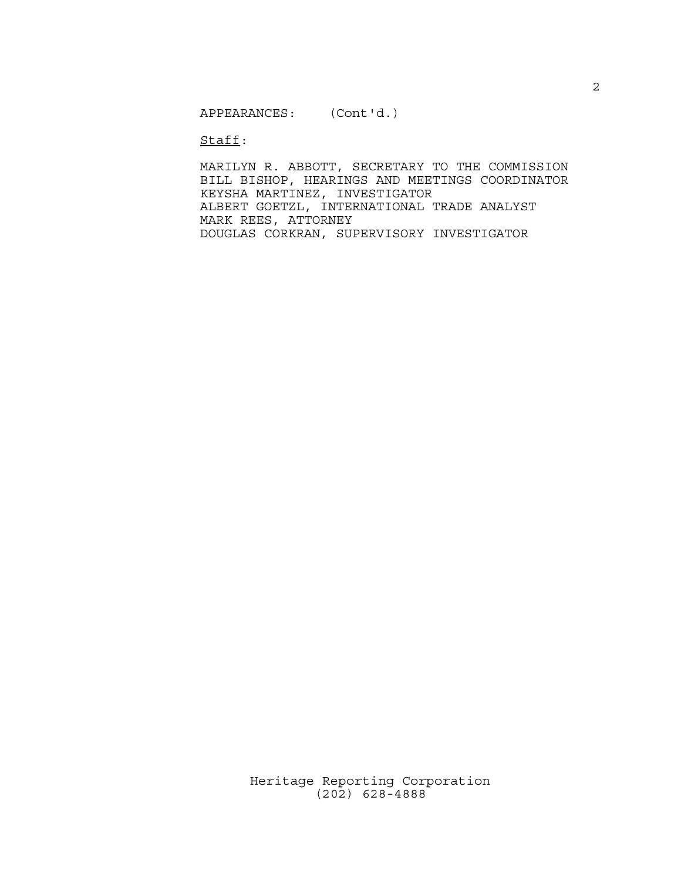APPEARANCES: (Cont'd.)

<u>Staff</u>:

MARILYN R. ABBOTT, SECRETARY TO THE COMMISSION
BILL BISHOP, HEARINGS AND MEETINGS COORDINATOR
KEYSHA MARTINEZ, INVESTIGATOR
ALBERT GOETZL, INTERNATIONAL TRADE ANALYST
MARK REES, ATTORNEY
DOUGLAS CORKRAN, SUPERVISORY INVESTIGATOR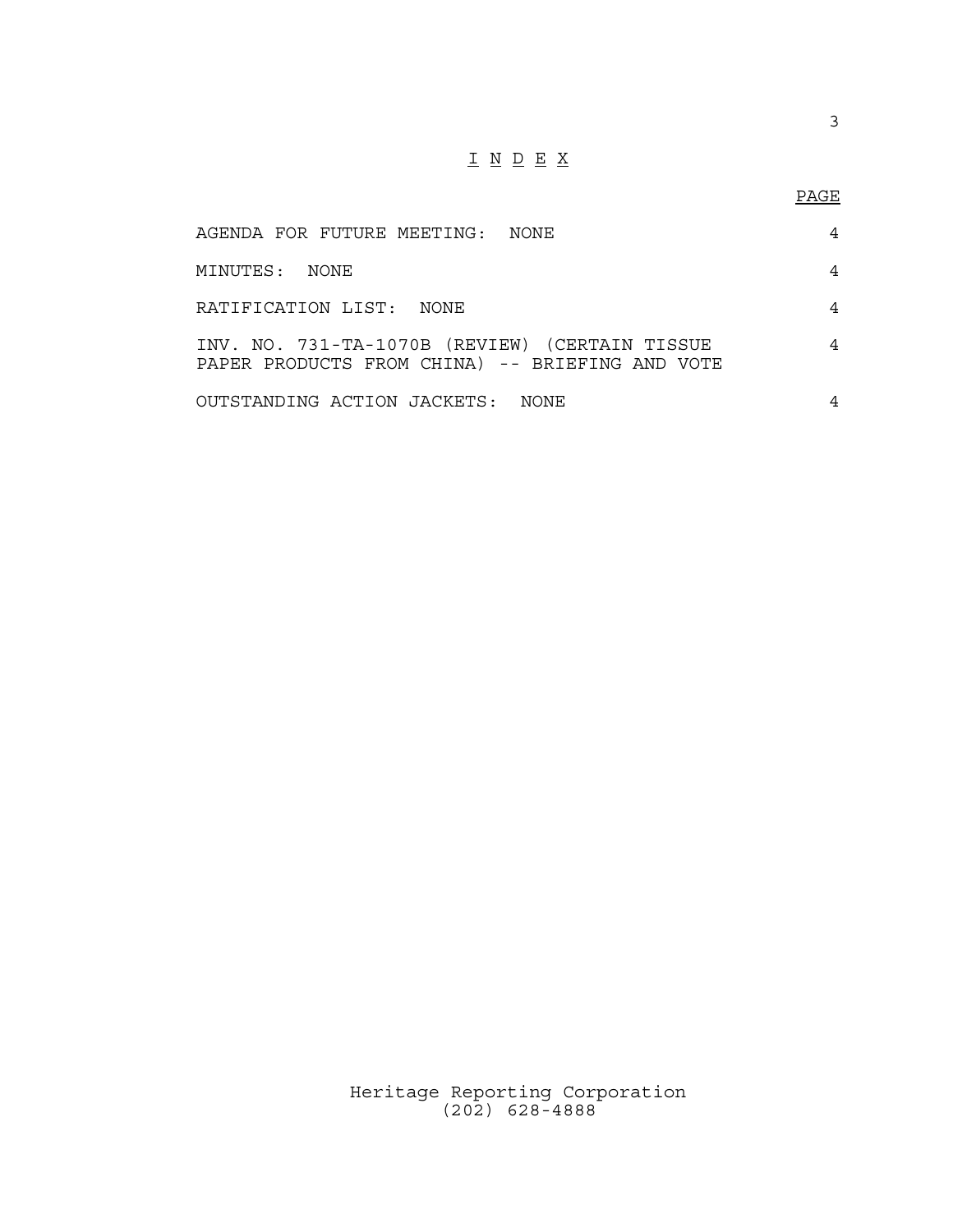# I N D E X

| | PAGE |
|---|---|
| AGENDA FOR FUTURE MEETING: NONE | 4 |
| MINUTES: NONE | 4 |
| RATIFICATION LIST: NONE | 4 |
| INV. NO. 731-TA-1070B (REVIEW) (CERTAIN TISSUE PAPER PRODUCTS FROM CHINA) -- BRIEFING AND VOTE | 4 |
| OUTSTANDING ACTION JACKETS: NONE | 4 |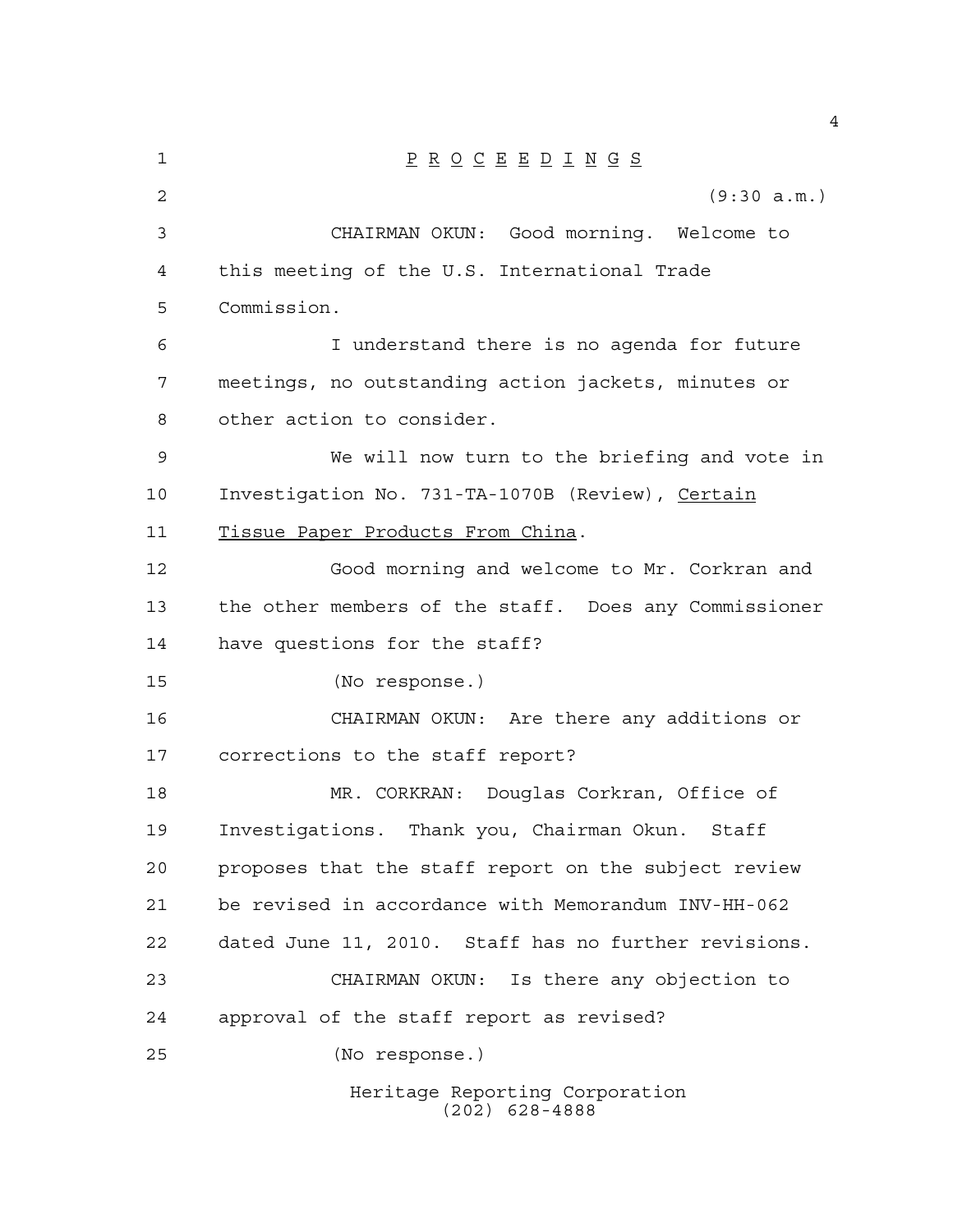P R O C E E D I N G S

(9:30 a.m.)

CHAIRMAN OKUN: Good morning. Welcome to this meeting of the U.S. International Trade Commission.

I understand there is no agenda for future meetings, no outstanding action jackets, minutes or other action to consider.

We will now turn to the briefing and vote in Investigation No. 731-TA-1070B (Review), Certain Tissue Paper Products From China.

Good morning and welcome to Mr. Corkran and the other members of the staff. Does any Commissioner have questions for the staff?

(No response.)

CHAIRMAN OKUN: Are there any additions or corrections to the staff report?

MR. CORKRAN: Douglas Corkran, Office of Investigations. Thank you, Chairman Okun. Staff proposes that the staff report on the subject review be revised in accordance with Memorandum INV-HH-062 dated June 11, 2010. Staff has no further revisions.

CHAIRMAN OKUN: Is there any objection to approval of the staff report as revised?

(No response.)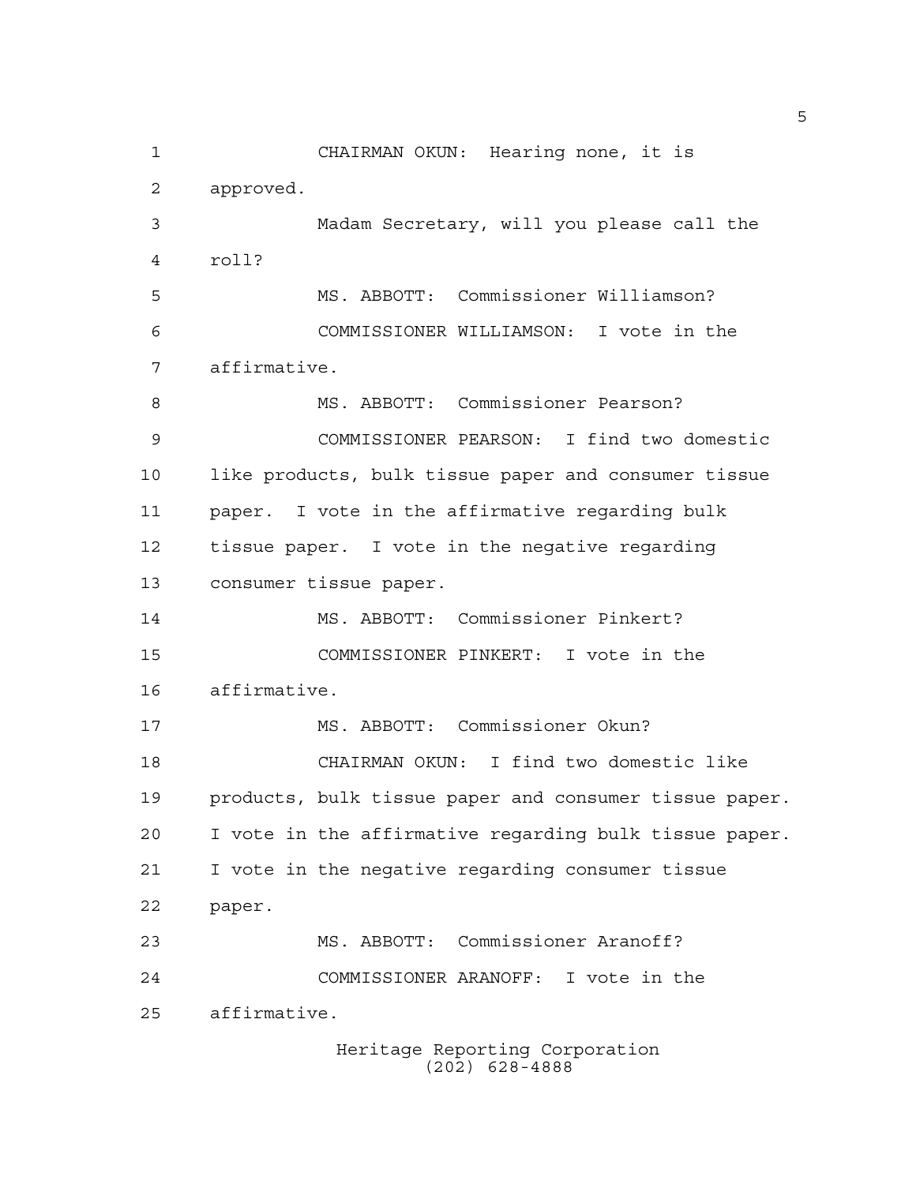CHAIRMAN OKUN: Hearing none, it is approved.

Madam Secretary, will you please call the roll?

MS. ABBOTT: Commissioner Williamson?

COMMISSIONER WILLIAMSON: I vote in the affirmative.

MS. ABBOTT: Commissioner Pearson?

COMMISSIONER PEARSON: I find two domestic like products, bulk tissue paper and consumer tissue paper. I vote in the affirmative regarding bulk tissue paper. I vote in the negative regarding consumer tissue paper.

MS. ABBOTT: Commissioner Pinkert?

COMMISSIONER PINKERT: I vote in the affirmative.

MS. ABBOTT: Commissioner Okun?

CHAIRMAN OKUN: I find two domestic like products, bulk tissue paper and consumer tissue paper. I vote in the affirmative regarding bulk tissue paper. I vote in the negative regarding consumer tissue paper.

MS. ABBOTT: Commissioner Aranoff?

COMMISSIONER ARANOFF: I vote in the affirmative.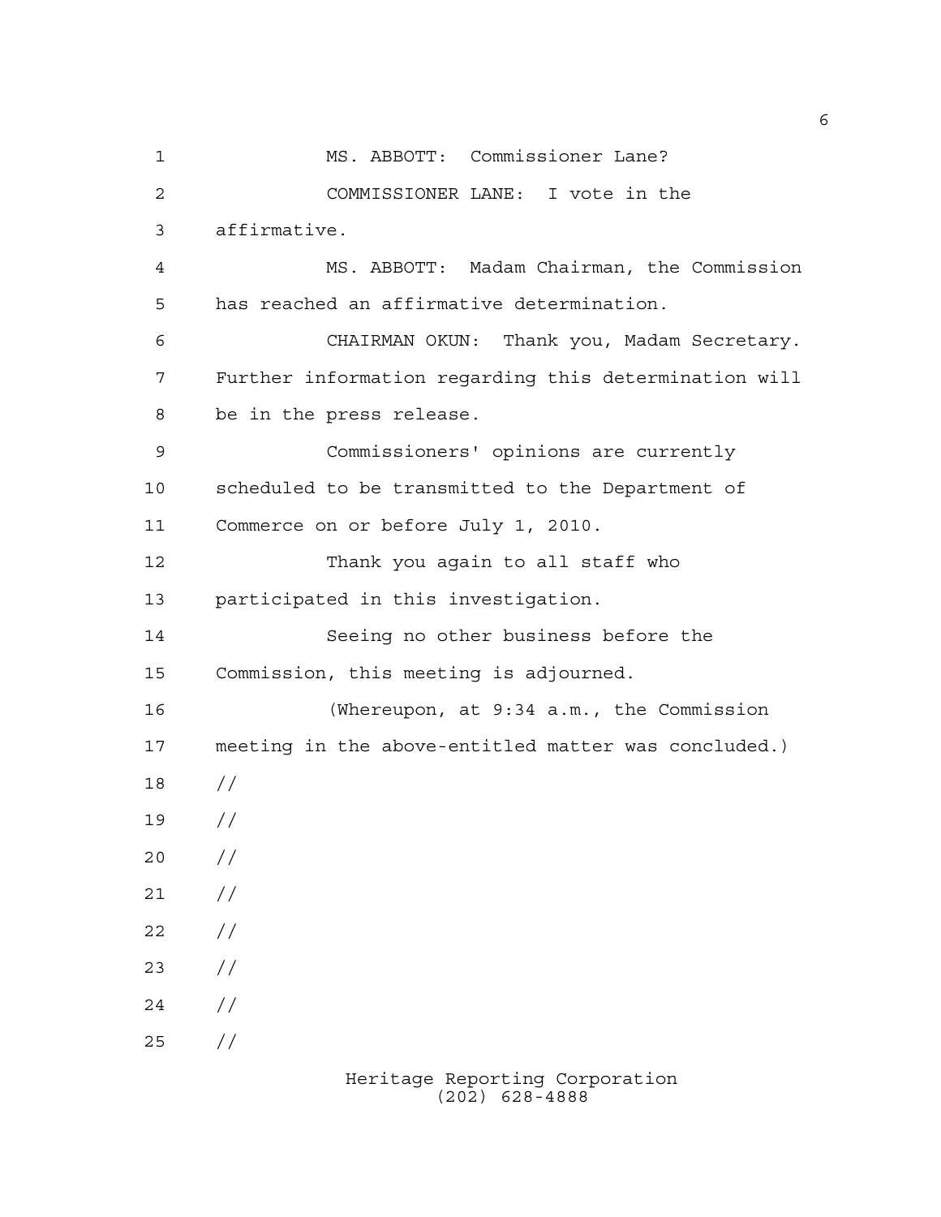MS. ABBOTT: Commissioner Lane?

COMMISSIONER LANE: I vote in the affirmative.

MS. ABBOTT: Madam Chairman, the Commission has reached an affirmative determination.

CHAIRMAN OKUN: Thank you, Madam Secretary. Further information regarding this determination will be in the press release.

Commissioners' opinions are currently scheduled to be transmitted to the Department of Commerce on or before July 1, 2010.

Thank you again to all staff who participated in this investigation.

Seeing no other business before the Commission, this meeting is adjourned.

(Whereupon, at 9:34 a.m., the Commission meeting in the above-entitled matter was concluded.)

//

//

//

//

//

//

//

//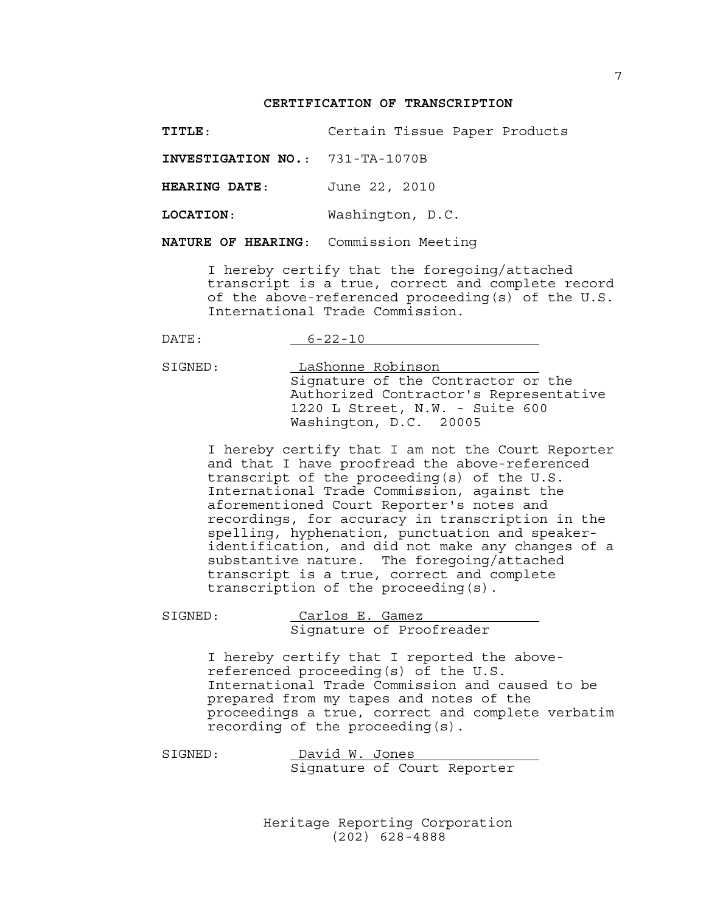## CERTIFICATION OF TRANSCRIPTION

**TITLE**: Certain Tissue Paper Products

**INVESTIGATION NO.**: 731-TA-1070B

**HEARING DATE**: June 22, 2010

**LOCATION**: Washington, D.C.

**NATURE OF HEARING**: Commission Meeting

I hereby certify that the foregoing/attached transcript is a true, correct and complete record of the above-referenced proceeding(s) of the U.S. International Trade Commission.

DATE: 6-22-10

SIGNED: LaShonne Robinson
Signature of the Contractor or the Authorized Contractor's Representative
1220 L Street, N.W. - Suite 600
Washington, D.C. 20005

I hereby certify that I am not the Court Reporter and that I have proofread the above-referenced transcript of the proceeding(s) of the U.S. International Trade Commission, against the aforementioned Court Reporter's notes and recordings, for accuracy in transcription in the spelling, hyphenation, punctuation and speaker-identification, and did not make any changes of a substantive nature. The foregoing/attached transcript is a true, correct and complete transcription of the proceeding(s).

SIGNED: Carlos E. Gamez
Signature of Proofreader

I hereby certify that I reported the above-referenced proceeding(s) of the U.S. International Trade Commission and caused to be prepared from my tapes and notes of the proceedings a true, correct and complete verbatim recording of the proceeding(s).

SIGNED: David W. Jones
Signature of Court Reporter